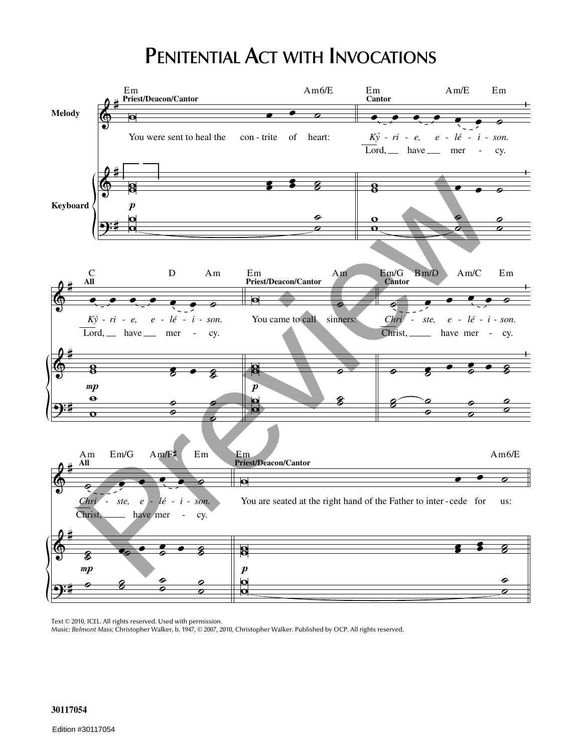# Penitential Act with Invocations

Melody

Keyboard

Priest/Deacon/Cantor: You were sent to heal the contrite of heart:

Cantor: *Ký - ri - e, e - lé - i - son.*
Lord, have mer - cy.

All: *Ký - ri - e, e - lé - i - son.*
Lord, have mer - cy.

Priest/Deacon/Cantor: You came to call sinners:

Cantor: *Chri - ste, e - lé - i - son.*
Christ, have mer - cy.

All: *Chri - ste, e - lé - i - son.*
Christ, have mer - cy.

Priest/Deacon/Cantor: You are seated at the right hand of the Father to inter - cede for us:

Text © 2010, ICEL. All rights reserved. Used with permission.
Music: *Belmont Mass;* Christopher Walker, b. 1947, © 2007, 2010, Christopher Walker. Published by OCP. All rights reserved.

30117054

Edition #30117054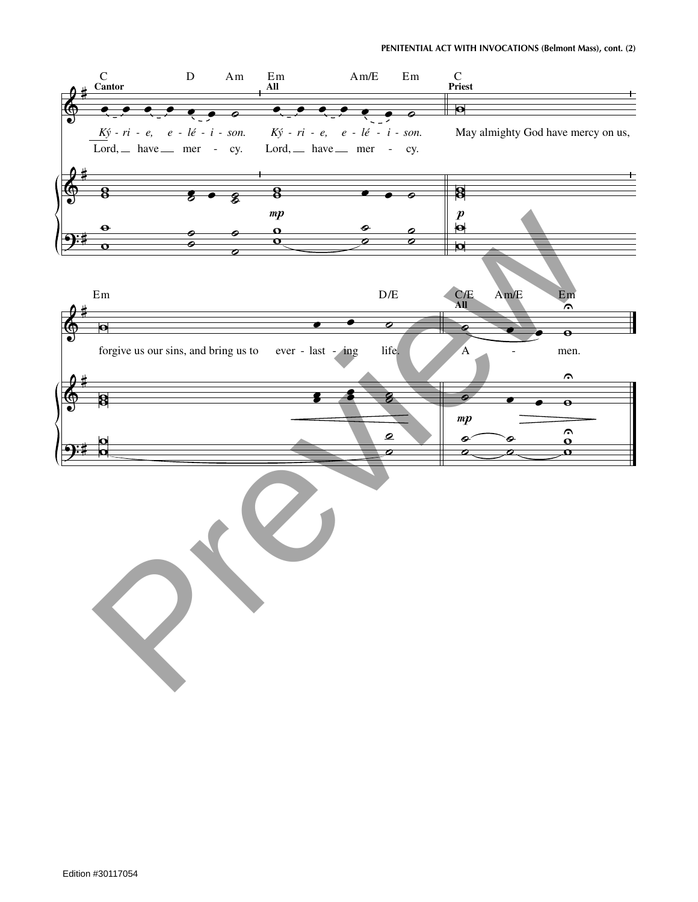C D Am Em Am/E Em C

Cantor — All — Priest

Ký - ri - e, e - lé - i - son. Ký - ri - e, e - lé - i - son. May almighty God have mercy on us,

Lord, have mer - cy. Lord, have mer - cy.

*mp* *p*

Em D/E C/E Am/E Em

All

forgive us our sins, and bring us to ever - last - ing life. A - men.

*mp*

Edition #30117054